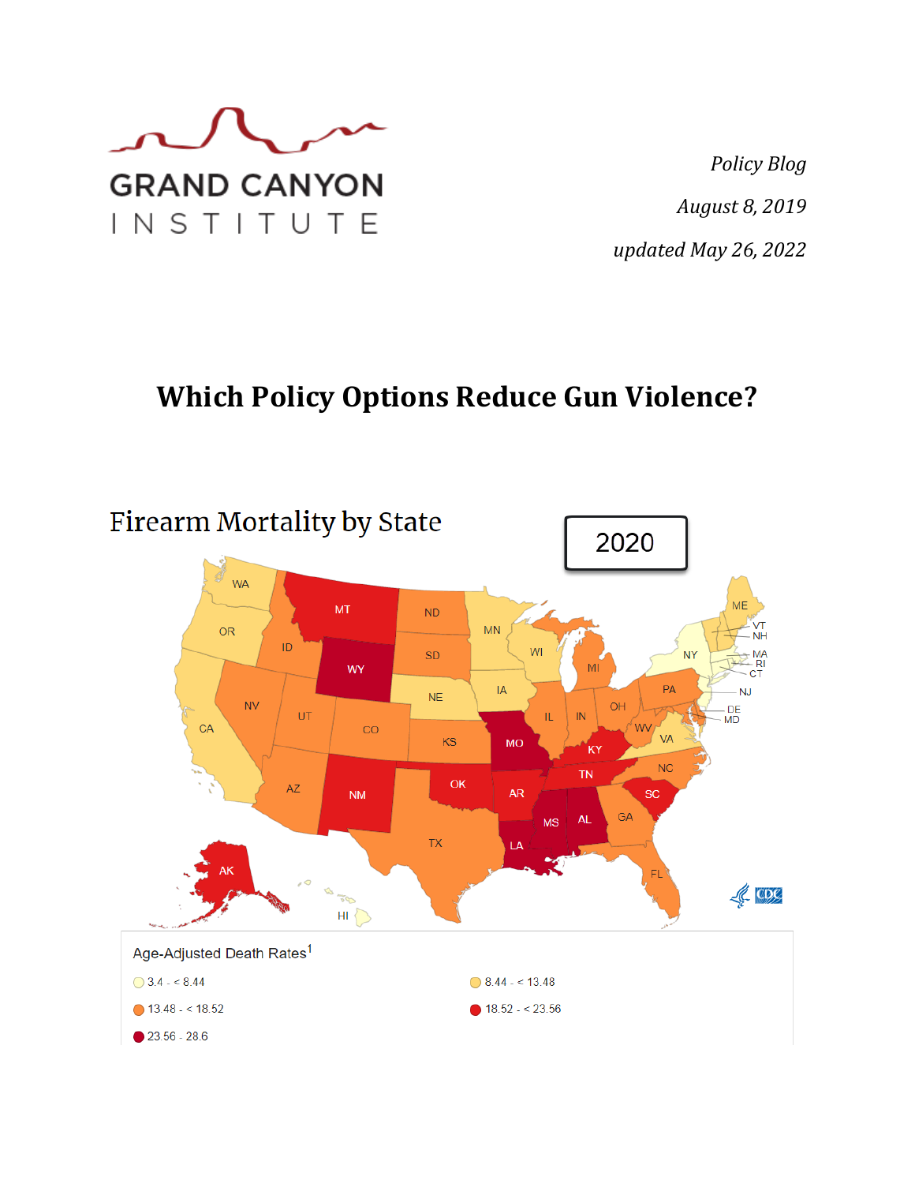GRAND CANYON INSTITUTE

*Policy Blog*

*August 8, 2019*

*updated May 26, 2022*

# Which Policy Options Reduce Gun Violence?

Firearm Mortality by State

2020

Age-Adjusted Death Rates[1]

- 3.4 - < 8.44
- 8.44 - < 13.48
- 13.48 - < 18.52
- 18.52 - < 23.56
- 23.56 - 28.6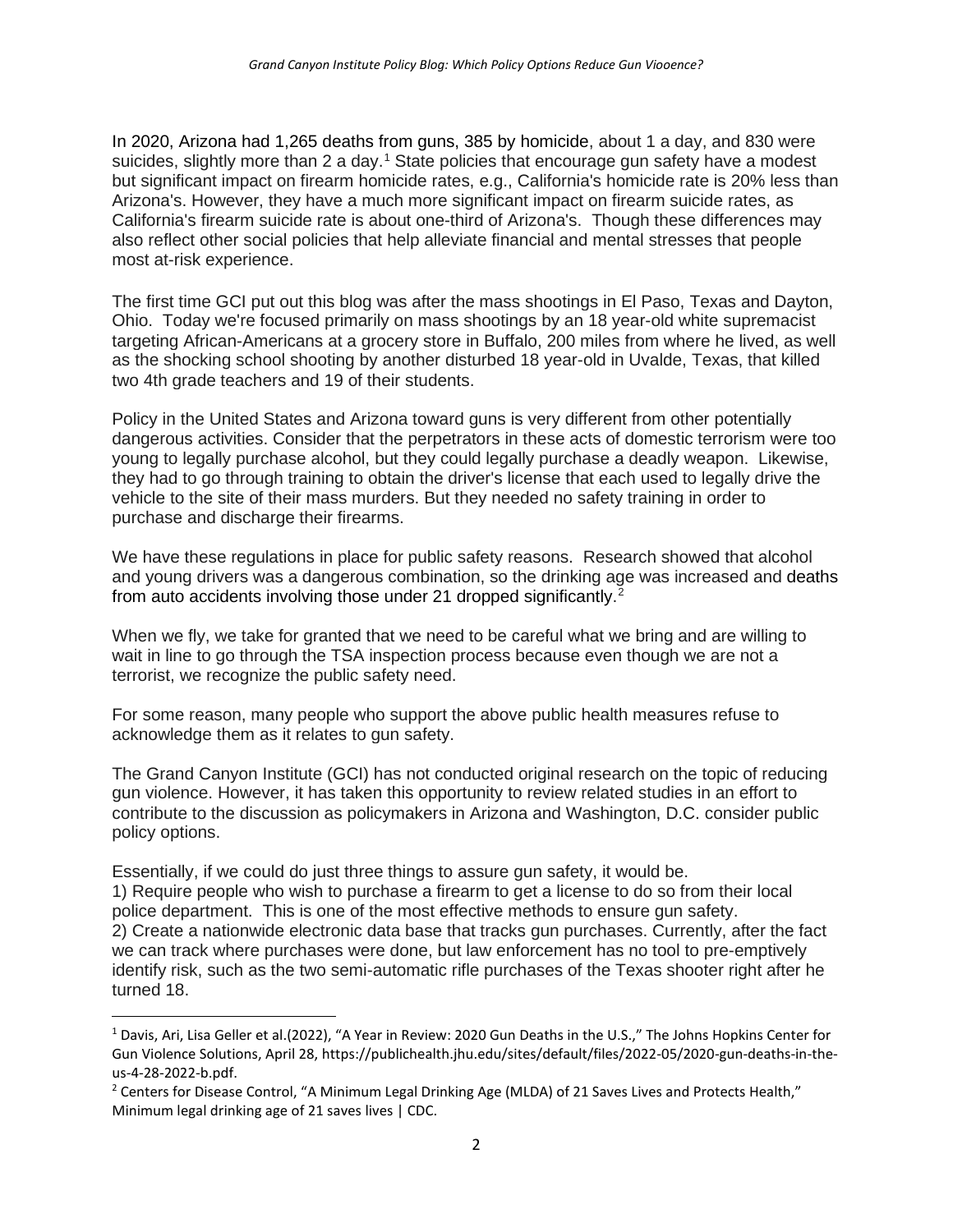In 2020, Arizona had 1,265 deaths from guns, 385 by homicide, about 1 a day, and 830 were suicides, slightly more than 2 a day.[1] State policies that encourage gun safety have a modest but significant impact on firearm homicide rates, e.g., California's homicide rate is 20% less than Arizona's. However, they have a much more significant impact on firearm suicide rates, as California's firearm suicide rate is about one-third of Arizona's. Though these differences may also reflect other social policies that help alleviate financial and mental stresses that people most at-risk experience.

The first time GCI put out this blog was after the mass shootings in El Paso, Texas and Dayton, Ohio. Today we're focused primarily on mass shootings by an 18 year-old white supremacist targeting African-Americans at a grocery store in Buffalo, 200 miles from where he lived, as well as the shocking school shooting by another disturbed 18 year-old in Uvalde, Texas, that killed two 4th grade teachers and 19 of their students.

Policy in the United States and Arizona toward guns is very different from other potentially dangerous activities. Consider that the perpetrators in these acts of domestic terrorism were too young to legally purchase alcohol, but they could legally purchase a deadly weapon. Likewise, they had to go through training to obtain the driver's license that each used to legally drive the vehicle to the site of their mass murders. But they needed no safety training in order to purchase and discharge their firearms.

We have these regulations in place for public safety reasons. Research showed that alcohol and young drivers was a dangerous combination, so the drinking age was increased and deaths from auto accidents involving those under 21 dropped significantly.[2]

When we fly, we take for granted that we need to be careful what we bring and are willing to wait in line to go through the TSA inspection process because even though we are not a terrorist, we recognize the public safety need.

For some reason, many people who support the above public health measures refuse to acknowledge them as it relates to gun safety.

The Grand Canyon Institute (GCI) has not conducted original research on the topic of reducing gun violence. However, it has taken this opportunity to review related studies in an effort to contribute to the discussion as policymakers in Arizona and Washington, D.C. consider public policy options.

Essentially, if we could do just three things to assure gun safety, it would be.

1) Require people who wish to purchase a firearm to get a license to do so from their local police department. This is one of the most effective methods to ensure gun safety.
2) Create a nationwide electronic data base that tracks gun purchases. Currently, after the fact we can track where purchases were done, but law enforcement has no tool to pre-emptively identify risk, such as the two semi-automatic rifle purchases of the Texas shooter right after he turned 18.

---

[1] Davis, Ari, Lisa Geller et al.(2022), "A Year in Review: 2020 Gun Deaths in the U.S.," The Johns Hopkins Center for Gun Violence Solutions, April 28, https://publichealth.jhu.edu/sites/default/files/2022-05/2020-gun-deaths-in-the-us-4-28-2022-b.pdf.

[2] Centers for Disease Control, "A Minimum Legal Drinking Age (MLDA) of 21 Saves Lives and Protects Health," Minimum legal drinking age of 21 saves lives | CDC.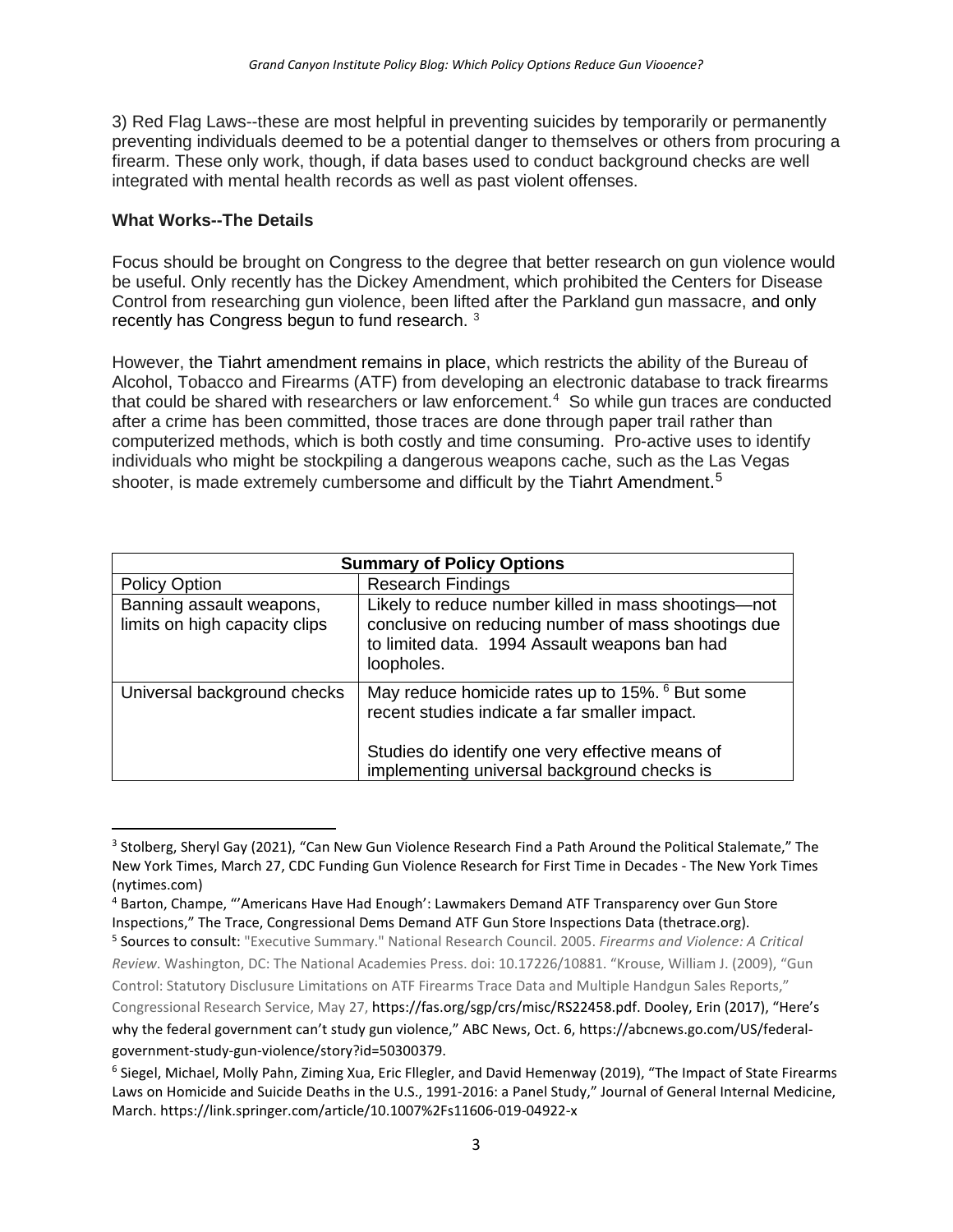3) Red Flag Laws--these are most helpful in preventing suicides by temporarily or permanently preventing individuals deemed to be a potential danger to themselves or others from procuring a firearm. These only work, though, if data bases used to conduct background checks are well integrated with mental health records as well as past violent offenses.

**What Works--The Details**

Focus should be brought on Congress to the degree that better research on gun violence would be useful. Only recently has the Dickey Amendment, which prohibited the Centers for Disease Control from researching gun violence, been lifted after the Parkland gun massacre, and only recently has Congress begun to fund research. [3]

However, the Tiahrt amendment remains in place, which restricts the ability of the Bureau of Alcohol, Tobacco and Firearms (ATF) from developing an electronic database to track firearms that could be shared with researchers or law enforcement.[4] So while gun traces are conducted after a crime has been committed, those traces are done through paper trail rather than computerized methods, which is both costly and time consuming. Pro-active uses to identify individuals who might be stockpiling a dangerous weapons cache, such as the Las Vegas shooter, is made extremely cumbersome and difficult by the Tiahrt Amendment.[5]

| **Summary of Policy Options** | |
|---|---|
| Policy Option | Research Findings |
| Banning assault weapons, limits on high capacity clips | Likely to reduce number killed in mass shootings—not conclusive on reducing number of mass shootings due to limited data. 1994 Assault weapons ban had loopholes. |
| Universal background checks | May reduce homicide rates up to 15%. [6] But some recent studies indicate a far smaller impact.<br><br>Studies do identify one very effective means of implementing universal background checks is |

[3] Stolberg, Sheryl Gay (2021), "Can New Gun Violence Research Find a Path Around the Political Stalemate," The New York Times, March 27, CDC Funding Gun Violence Research for First Time in Decades - The New York Times (nytimes.com)

[4] Barton, Champe, "'Americans Have Had Enough': Lawmakers Demand ATF Transparency over Gun Store Inspections," The Trace, Congressional Dems Demand ATF Gun Store Inspections Data (thetrace.org).

[5] Sources to consult: "Executive Summary." National Research Council. 2005. *Firearms and Violence: A Critical Review*. Washington, DC: The National Academies Press. doi: 10.17226/10881. "Krouse, William J. (2009), "Gun Control: Statutory Disclusure Limitations on ATF Firearms Trace Data and Multiple Handgun Sales Reports," Congressional Research Service, May 27, https://fas.org/sgp/crs/misc/RS22458.pdf. Dooley, Erin (2017), "Here's why the federal government can't study gun violence," ABC News, Oct. 6, https://abcnews.go.com/US/federal-government-study-gun-violence/story?id=50300379.

[6] Siegel, Michael, Molly Pahn, Ziming Xua, Eric Fllegler, and David Hemenway (2019), "The Impact of State Firearms Laws on Homicide and Suicide Deaths in the U.S., 1991-2016: a Panel Study," Journal of General Internal Medicine, March. https://link.springer.com/article/10.1007%2Fs11606-019-04922-x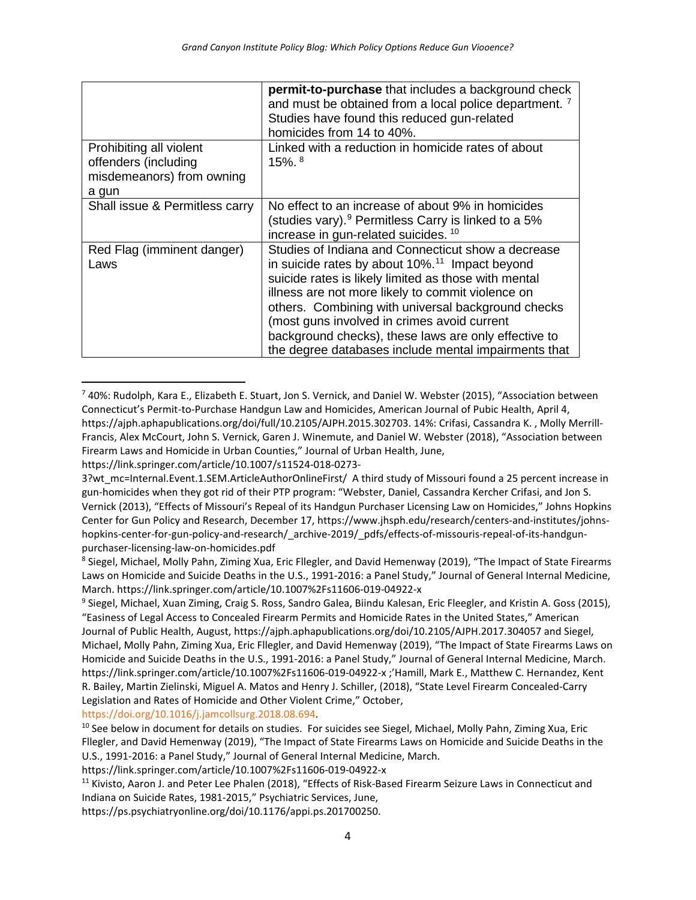| | |
|---|---|
| | **permit-to-purchase** that includes a background check and must be obtained from a local police department. [7] Studies have found this reduced gun-related homicides from 14 to 40%. |
| Prohibiting all violent offenders (including misdemeanors) from owning a gun | Linked with a reduction in homicide rates of about 15%. [8] |
| Shall issue & Permitless carry | No effect to an increase of about 9% in homicides (studies vary).[9] Permitless Carry is linked to a 5% increase in gun-related suicides. [10] |
| Red Flag (imminent danger) Laws | Studies of Indiana and Connecticut show a decrease in suicide rates by about 10%.[11] Impact beyond suicide rates is likely limited as those with mental illness are not more likely to commit violence on others. Combining with universal background checks (most guns involved in crimes avoid current background checks), these laws are only effective to the degree databases include mental impairments that |

[7] 40%: Rudolph, Kara E., Elizabeth E. Stuart, Jon S. Vernick, and Daniel W. Webster (2015), "Association between Connecticut's Permit-to-Purchase Handgun Law and Homicides, American Journal of Pubic Health, April 4, https://ajph.aphapublications.org/doi/full/10.2105/AJPH.2015.302703. 14%: Crifasi, Cassandra K. , Molly Merrill-Francis, Alex McCourt, John S. Vernick, Garen J. Winemute, and Daniel W. Webster (2018), "Association between Firearm Laws and Homicide in Urban Counties," Journal of Urban Health, June, https://link.springer.com/article/10.1007/s11524-018-0273-3?wt_mc=Internal.Event.1.SEM.ArticleAuthorOnlineFirst/ A third study of Missouri found a 25 percent increase in gun-homicides when they got rid of their PTP program: "Webster, Daniel, Cassandra Kercher Crifasi, and Jon S. Vernick (2013), "Effects of Missouri's Repeal of its Handgun Purchaser Licensing Law on Homicides," Johns Hopkins Center for Gun Policy and Research, December 17, https://www.jhsph.edu/research/centers-and-institutes/johns-hopkins-center-for-gun-policy-and-research/_archive-2019/_pdfs/effects-of-missouris-repeal-of-its-handgun-purchaser-licensing-law-on-homicides.pdf

[8] Siegel, Michael, Molly Pahn, Ziming Xua, Eric Fllegler, and David Hemenway (2019), "The Impact of State Firearms Laws on Homicide and Suicide Deaths in the U.S., 1991-2016: a Panel Study," Journal of General Internal Medicine, March. https://link.springer.com/article/10.1007%2Fs11606-019-04922-x

[9] Siegel, Michael, Xuan Ziming, Craig S. Ross, Sandro Galea, Biindu Kalesan, Eric Fleegler, and Kristin A. Goss (2015), "Easiness of Legal Access to Concealed Firearm Permits and Homicide Rates in the United States," American Journal of Public Health, August, https://ajph.aphapublications.org/doi/10.2105/AJPH.2017.304057 and Siegel, Michael, Molly Pahn, Ziming Xua, Eric Fllegler, and David Hemenway (2019), "The Impact of State Firearms Laws on Homicide and Suicide Deaths in the U.S., 1991-2016: a Panel Study," Journal of General Internal Medicine, March. https://link.springer.com/article/10.1007%2Fs11606-019-04922-x ;'Hamill, Mark E., Matthew C. Hernandez, Kent R. Bailey, Martin Zielinski, Miguel A. Matos and Henry J. Schiller, (2018), "State Level Firearm Concealed-Carry Legislation and Rates of Homicide and Other Violent Crime," October, https://doi.org/10.1016/j.jamcollsurg.2018.08.694.

[10] See below in document for details on studies. For suicides see Siegel, Michael, Molly Pahn, Ziming Xua, Eric Fllegler, and David Hemenway (2019), "The Impact of State Firearms Laws on Homicide and Suicide Deaths in the U.S., 1991-2016: a Panel Study," Journal of General Internal Medicine, March. https://link.springer.com/article/10.1007%2Fs11606-019-04922-x

[11] Kivisto, Aaron J. and Peter Lee Phalen (2018), "Effects of Risk-Based Firearm Seizure Laws in Connecticut and Indiana on Suicide Rates, 1981-2015," Psychiatric Services, June, https://ps.psychiatryonline.org/doi/10.1176/appi.ps.201700250.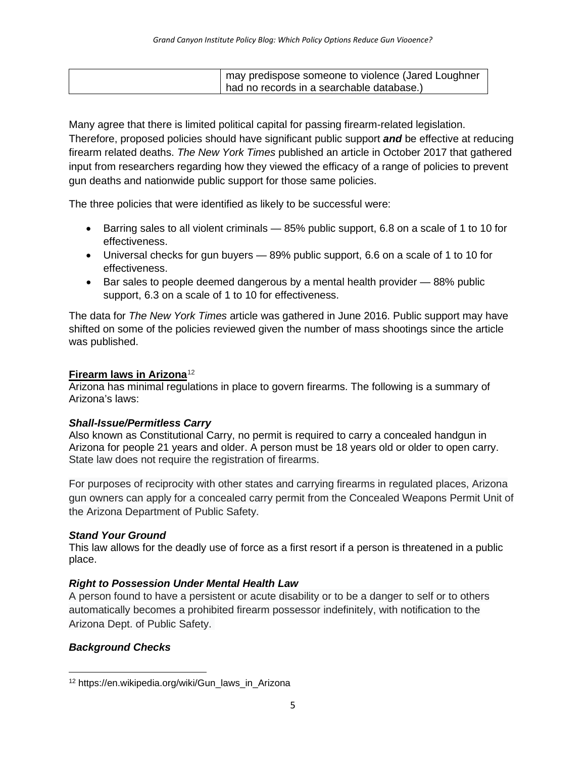|  | may predispose someone to violence (Jared Loughner had no records in a searchable database.) |
|---|---|

Many agree that there is limited political capital for passing firearm-related legislation. Therefore, proposed policies should have significant public support ***and*** be effective at reducing firearm related deaths. *The New York Times* published an article in October 2017 that gathered input from researchers regarding how they viewed the efficacy of a range of policies to prevent gun deaths and nationwide public support for those same policies.

The three policies that were identified as likely to be successful were:

- Barring sales to all violent criminals — 85% public support, 6.8 on a scale of 1 to 10 for effectiveness.
- Universal checks for gun buyers — 89% public support, 6.6 on a scale of 1 to 10 for effectiveness.
- Bar sales to people deemed dangerous by a mental health provider — 88% public support, 6.3 on a scale of 1 to 10 for effectiveness.

The data for *The New York Times* article was gathered in June 2016. Public support may have shifted on some of the policies reviewed given the number of mass shootings since the article was published.

**Firearm laws in Arizona**[12]

Arizona has minimal regulations in place to govern firearms. The following is a summary of Arizona's laws:

***Shall-Issue/Permitless Carry***

Also known as Constitutional Carry, no permit is required to carry a concealed handgun in Arizona for people 21 years and older. A person must be 18 years old or older to open carry. State law does not require the registration of firearms.

For purposes of reciprocity with other states and carrying firearms in regulated places, Arizona gun owners can apply for a concealed carry permit from the Concealed Weapons Permit Unit of the Arizona Department of Public Safety.

***Stand Your Ground***

This law allows for the deadly use of force as a first resort if a person is threatened in a public place.

***Right to Possession Under Mental Health Law***

A person found to have a persistent or acute disability or to be a danger to self or to others automatically becomes a prohibited firearm possessor indefinitely, with notification to the Arizona Dept. of Public Safety.

***Background Checks***

[12] https://en.wikipedia.org/wiki/Gun_laws_in_Arizona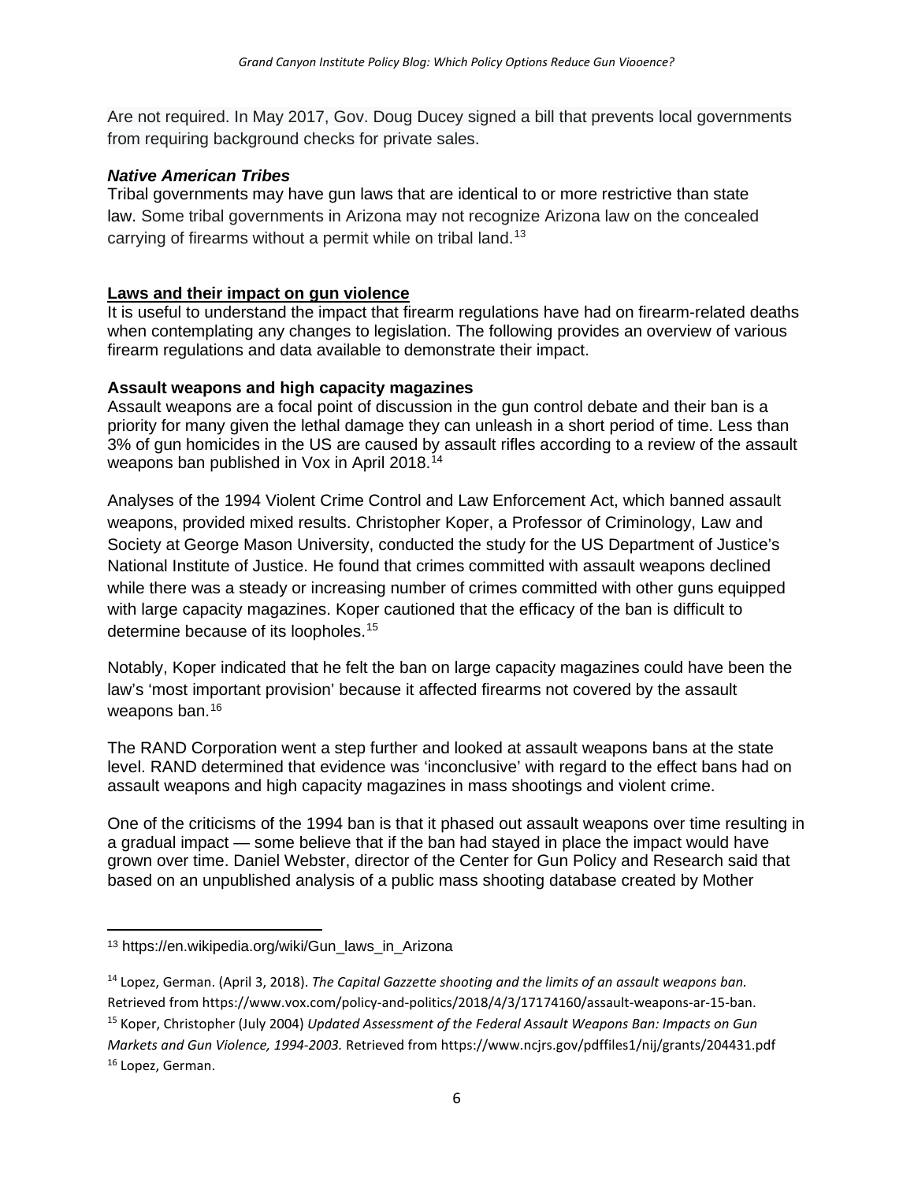Are not required. In May 2017, Gov. Doug Ducey signed a bill that prevents local governments from requiring background checks for private sales.

### *Native American Tribes*

Tribal governments may have gun laws that are identical to or more restrictive than state law. Some tribal governments in Arizona may not recognize Arizona law on the concealed carrying of firearms without a permit while on tribal land.[13]

## Laws and their impact on gun violence

It is useful to understand the impact that firearm regulations have had on firearm-related deaths when contemplating any changes to legislation. The following provides an overview of various firearm regulations and data available to demonstrate their impact.

### Assault weapons and high capacity magazines

Assault weapons are a focal point of discussion in the gun control debate and their ban is a priority for many given the lethal damage they can unleash in a short period of time. Less than 3% of gun homicides in the US are caused by assault rifles according to a review of the assault weapons ban published in Vox in April 2018.[14]

Analyses of the 1994 Violent Crime Control and Law Enforcement Act, which banned assault weapons, provided mixed results. Christopher Koper, a Professor of Criminology, Law and Society at George Mason University, conducted the study for the US Department of Justice's National Institute of Justice. He found that crimes committed with assault weapons declined while there was a steady or increasing number of crimes committed with other guns equipped with large capacity magazines. Koper cautioned that the efficacy of the ban is difficult to determine because of its loopholes.[15]

Notably, Koper indicated that he felt the ban on large capacity magazines could have been the law's 'most important provision' because it affected firearms not covered by the assault weapons ban.[16]

The RAND Corporation went a step further and looked at assault weapons bans at the state level. RAND determined that evidence was 'inconclusive' with regard to the effect bans had on assault weapons and high capacity magazines in mass shootings and violent crime.

One of the criticisms of the 1994 ban is that it phased out assault weapons over time resulting in a gradual impact — some believe that if the ban had stayed in place the impact would have grown over time. Daniel Webster, director of the Center for Gun Policy and Research said that based on an unpublished analysis of a public mass shooting database created by Mother

---

[13] https://en.wikipedia.org/wiki/Gun_laws_in_Arizona

[14] Lopez, German. (April 3, 2018). *The Capital Gazzette shooting and the limits of an assault weapons ban.* Retrieved from https://www.vox.com/policy-and-politics/2018/4/3/17174160/assault-weapons-ar-15-ban.

[15] Koper, Christopher (July 2004) *Updated Assessment of the Federal Assault Weapons Ban: Impacts on Gun Markets and Gun Violence, 1994-2003.* Retrieved from https://www.ncjrs.gov/pdffiles1/nij/grants/204431.pdf

[16] Lopez, German.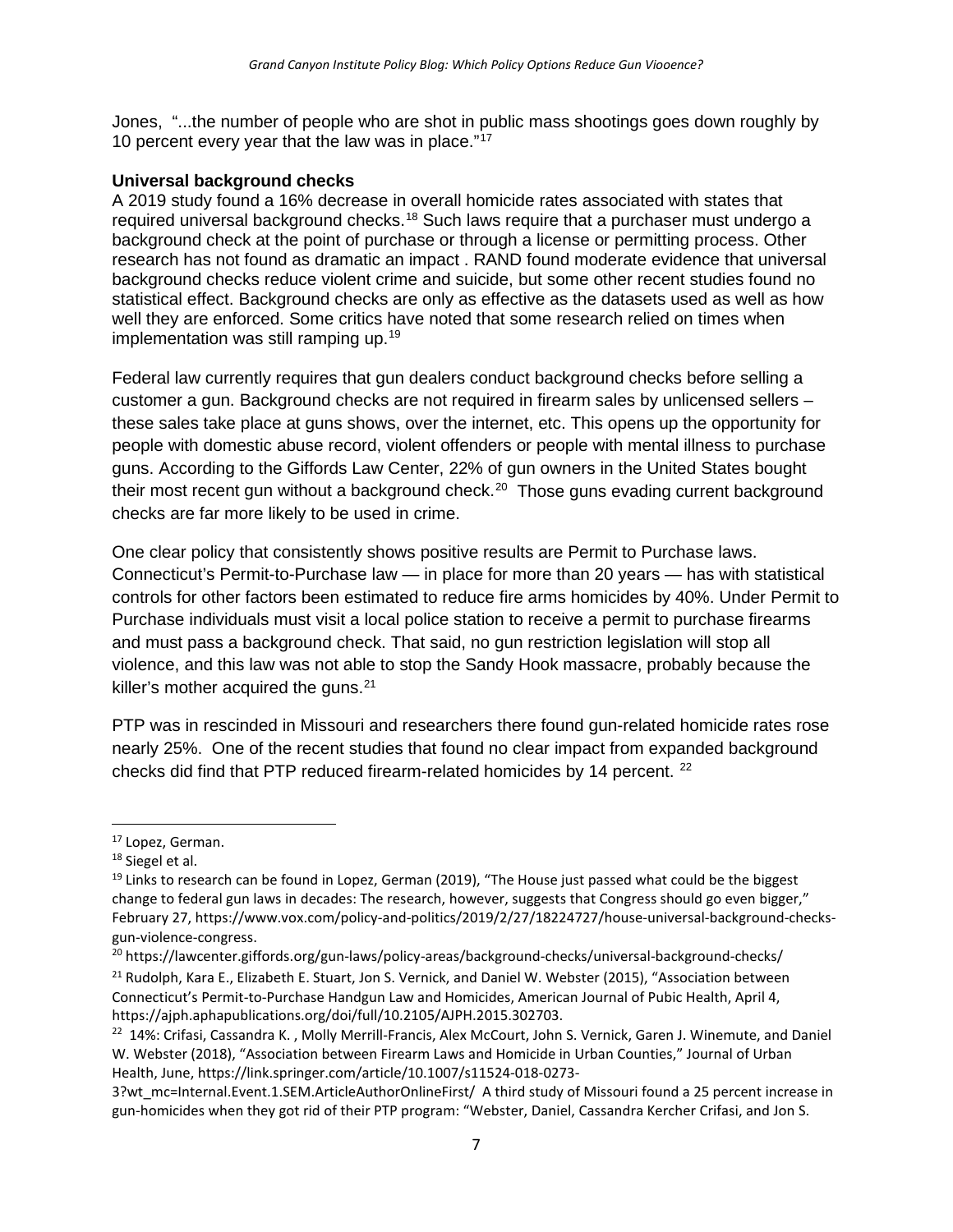Jones, "...the number of people who are shot in public mass shootings goes down roughly by 10 percent every year that the law was in place."[17]

**Universal background checks**

A 2019 study found a 16% decrease in overall homicide rates associated with states that required universal background checks.[18] Such laws require that a purchaser must undergo a background check at the point of purchase or through a license or permitting process. Other research has not found as dramatic an impact . RAND found moderate evidence that universal background checks reduce violent crime and suicide, but some other recent studies found no statistical effect. Background checks are only as effective as the datasets used as well as how well they are enforced. Some critics have noted that some research relied on times when implementation was still ramping up.[19]

Federal law currently requires that gun dealers conduct background checks before selling a customer a gun. Background checks are not required in firearm sales by unlicensed sellers – these sales take place at guns shows, over the internet, etc. This opens up the opportunity for people with domestic abuse record, violent offenders or people with mental illness to purchase guns. According to the Giffords Law Center, 22% of gun owners in the United States bought their most recent gun without a background check.[20] Those guns evading current background checks are far more likely to be used in crime.

One clear policy that consistently shows positive results are Permit to Purchase laws. Connecticut's Permit-to-Purchase law — in place for more than 20 years — has with statistical controls for other factors been estimated to reduce fire arms homicides by 40%. Under Permit to Purchase individuals must visit a local police station to receive a permit to purchase firearms and must pass a background check. That said, no gun restriction legislation will stop all violence, and this law was not able to stop the Sandy Hook massacre, probably because the killer's mother acquired the guns.[21]

PTP was in rescinded in Missouri and researchers there found gun-related homicide rates rose nearly 25%. One of the recent studies that found no clear impact from expanded background checks did find that PTP reduced firearm-related homicides by 14 percent. [22]

---

[17] Lopez, German.

[18] Siegel et al.

[19] Links to research can be found in Lopez, German (2019), "The House just passed what could be the biggest change to federal gun laws in decades: The research, however, suggests that Congress should go even bigger," February 27, https://www.vox.com/policy-and-politics/2019/2/27/18224727/house-universal-background-checks-gun-violence-congress.

[20] https://lawcenter.giffords.org/gun-laws/policy-areas/background-checks/universal-background-checks/

[21] Rudolph, Kara E., Elizabeth E. Stuart, Jon S. Vernick, and Daniel W. Webster (2015), "Association between Connecticut's Permit-to-Purchase Handgun Law and Homicides, American Journal of Pubic Health, April 4, https://ajph.aphapublications.org/doi/full/10.2105/AJPH.2015.302703.

[22] 14%: Crifasi, Cassandra K. , Molly Merrill-Francis, Alex McCourt, John S. Vernick, Garen J. Winemute, and Daniel W. Webster (2018), "Association between Firearm Laws and Homicide in Urban Counties," Journal of Urban Health, June, https://link.springer.com/article/10.1007/s11524-018-0273-3?wt_mc=Internal.Event.1.SEM.ArticleAuthorOnlineFirst/ A third study of Missouri found a 25 percent increase in gun-homicides when they got rid of their PTP program: "Webster, Daniel, Cassandra Kercher Crifasi, and Jon S.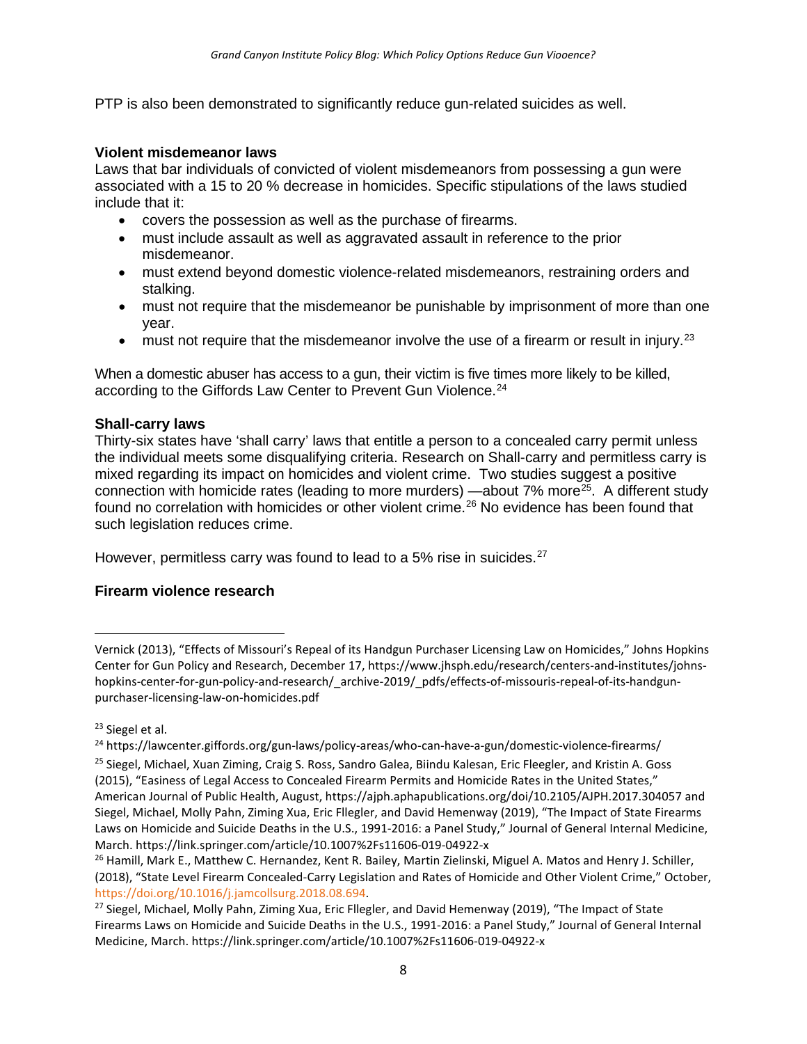PTP is also been demonstrated to significantly reduce gun-related suicides as well.

### Violent misdemeanor laws

Laws that bar individuals of convicted of violent misdemeanors from possessing a gun were associated with a 15 to 20 % decrease in homicides. Specific stipulations of the laws studied include that it:

- covers the possession as well as the purchase of firearms.
- must include assault as well as aggravated assault in reference to the prior misdemeanor.
- must extend beyond domestic violence-related misdemeanors, restraining orders and stalking.
- must not require that the misdemeanor be punishable by imprisonment of more than one year.
- must not require that the misdemeanor involve the use of a firearm or result in injury.[23]

When a domestic abuser has access to a gun, their victim is five times more likely to be killed, according to the Giffords Law Center to Prevent Gun Violence.[24]

### Shall-carry laws

Thirty-six states have 'shall carry' laws that entitle a person to a concealed carry permit unless the individual meets some disqualifying criteria. Research on Shall-carry and permitless carry is mixed regarding its impact on homicides and violent crime. Two studies suggest a positive connection with homicide rates (leading to more murders) —about 7% more[25]. A different study found no correlation with homicides or other violent crime.[26] No evidence has been found that such legislation reduces crime.

However, permitless carry was found to lead to a 5% rise in suicides.[27]

### Firearm violence research

---

Vernick (2013), "Effects of Missouri's Repeal of its Handgun Purchaser Licensing Law on Homicides," Johns Hopkins Center for Gun Policy and Research, December 17, https://www.jhsph.edu/research/centers-and-institutes/johns-hopkins-center-for-gun-policy-and-research/_archive-2019/_pdfs/effects-of-missouris-repeal-of-its-handgun-purchaser-licensing-law-on-homicides.pdf

[23] Siegel et al.

[24] https://lawcenter.giffords.org/gun-laws/policy-areas/who-can-have-a-gun/domestic-violence-firearms/

[25] Siegel, Michael, Xuan Ziming, Craig S. Ross, Sandro Galea, Biindu Kalesan, Eric Fleegler, and Kristin A. Goss (2015), "Easiness of Legal Access to Concealed Firearm Permits and Homicide Rates in the United States," American Journal of Public Health, August, https://ajph.aphapublications.org/doi/10.2105/AJPH.2017.304057 and Siegel, Michael, Molly Pahn, Ziming Xua, Eric Fllegler, and David Hemenway (2019), "The Impact of State Firearms Laws on Homicide and Suicide Deaths in the U.S., 1991-2016: a Panel Study," Journal of General Internal Medicine, March. https://link.springer.com/article/10.1007%2Fs11606-019-04922-x

[26] Hamill, Mark E., Matthew C. Hernandez, Kent R. Bailey, Martin Zielinski, Miguel A. Matos and Henry J. Schiller, (2018), "State Level Firearm Concealed-Carry Legislation and Rates of Homicide and Other Violent Crime," October, https://doi.org/10.1016/j.jamcollsurg.2018.08.694.

[27] Siegel, Michael, Molly Pahn, Ziming Xua, Eric Fllegler, and David Hemenway (2019), "The Impact of State Firearms Laws on Homicide and Suicide Deaths in the U.S., 1991-2016: a Panel Study," Journal of General Internal Medicine, March. https://link.springer.com/article/10.1007%2Fs11606-019-04922-x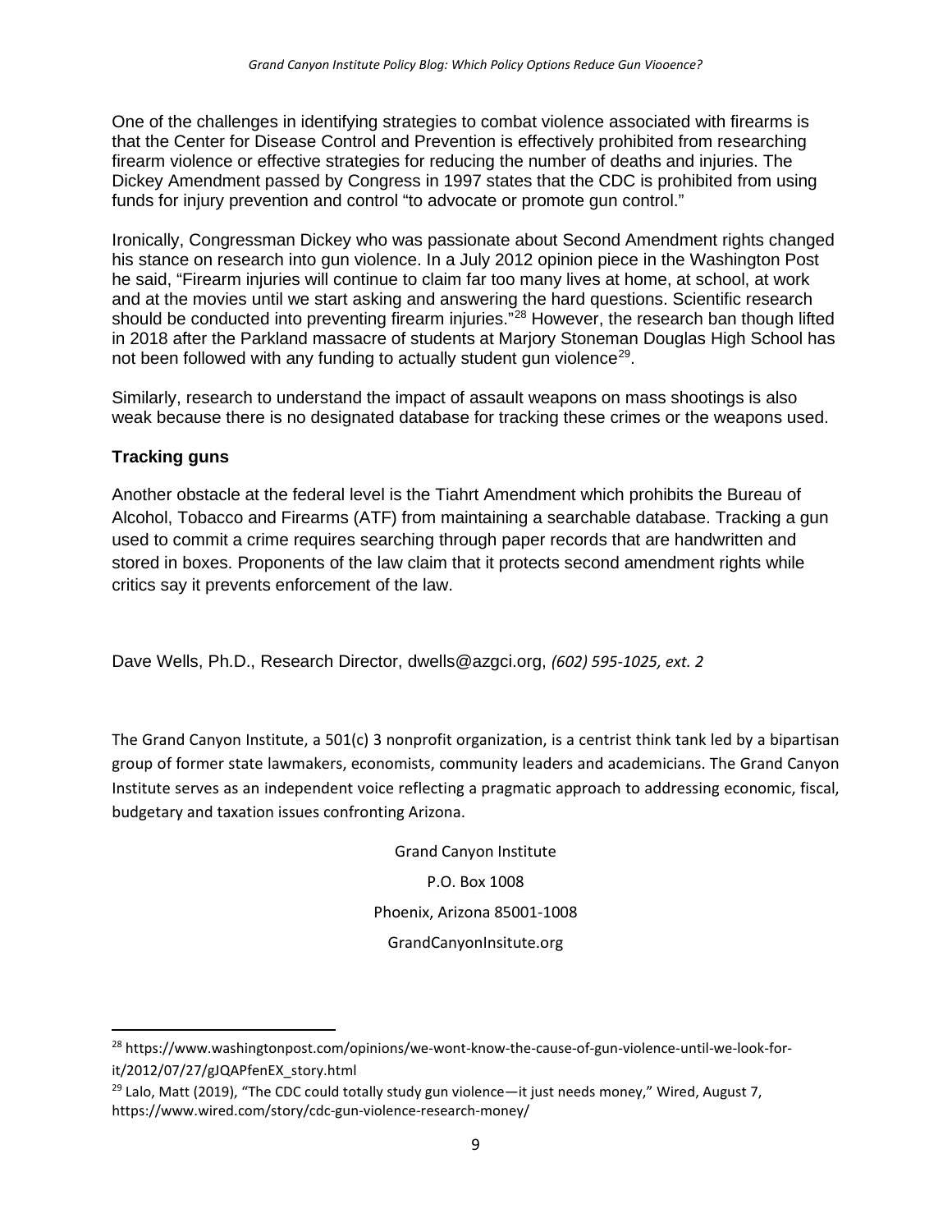One of the challenges in identifying strategies to combat violence associated with firearms is that the Center for Disease Control and Prevention is effectively prohibited from researching firearm violence or effective strategies for reducing the number of deaths and injuries. The Dickey Amendment passed by Congress in 1997 states that the CDC is prohibited from using funds for injury prevention and control "to advocate or promote gun control."

Ironically, Congressman Dickey who was passionate about Second Amendment rights changed his stance on research into gun violence. In a July 2012 opinion piece in the Washington Post he said, "Firearm injuries will continue to claim far too many lives at home, at school, at work and at the movies until we start asking and answering the hard questions. Scientific research should be conducted into preventing firearm injuries."[28] However, the research ban though lifted in 2018 after the Parkland massacre of students at Marjory Stoneman Douglas High School has not been followed with any funding to actually student gun violence[29].

Similarly, research to understand the impact of assault weapons on mass shootings is also weak because there is no designated database for tracking these crimes or the weapons used.

### Tracking guns

Another obstacle at the federal level is the Tiahrt Amendment which prohibits the Bureau of Alcohol, Tobacco and Firearms (ATF) from maintaining a searchable database. Tracking a gun used to commit a crime requires searching through paper records that are handwritten and stored in boxes. Proponents of the law claim that it protects second amendment rights while critics say it prevents enforcement of the law.

Dave Wells, Ph.D., Research Director, dwells@azgci.org, *(602) 595-1025, ext. 2*

The Grand Canyon Institute, a 501(c) 3 nonprofit organization, is a centrist think tank led by a bipartisan group of former state lawmakers, economists, community leaders and academicians. The Grand Canyon Institute serves as an independent voice reflecting a pragmatic approach to addressing economic, fiscal, budgetary and taxation issues confronting Arizona.

Grand Canyon Institute
P.O. Box 1008
Phoenix, Arizona 85001-1008
GrandCanyonInsitute.org

---

[28] https://www.washingtonpost.com/opinions/we-wont-know-the-cause-of-gun-violence-until-we-look-for-it/2012/07/27/gJQAPfenEX_story.html

[29] Lalo, Matt (2019), "The CDC could totally study gun violence—it just needs money," Wired, August 7, https://www.wired.com/story/cdc-gun-violence-research-money/